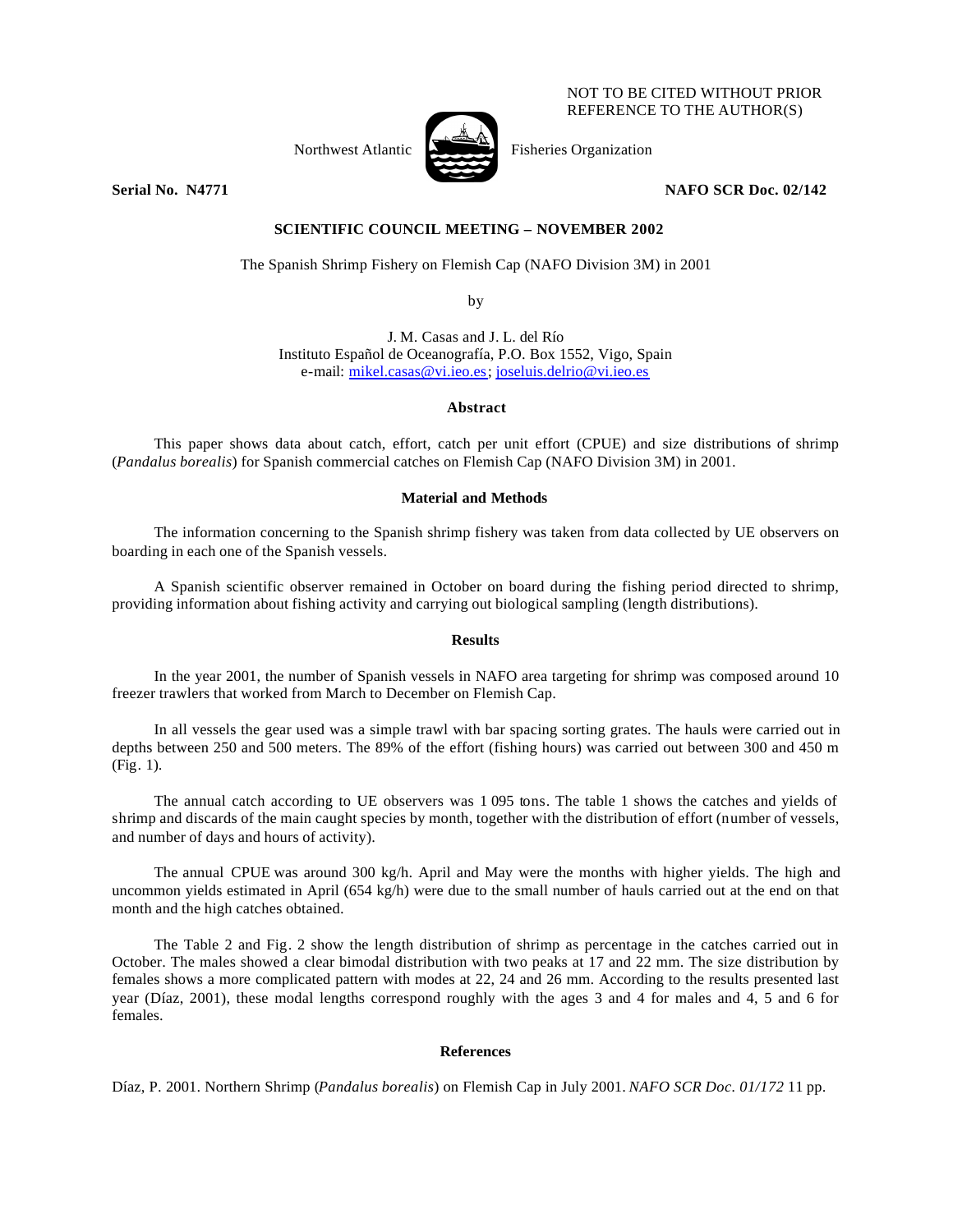NOT TO BE CITED WITHOUT PRIOR REFERENCE TO THE AUTHOR(S)

Northwest Atlantic Fisheries Organization

**Serial No. N4771** **NAFO SCR Doc. 02/142**

**SCIENTIFIC COUNCIL MEETING – NOVEMBER 2002**

The Spanish Shrimp Fishery on Flemish Cap (NAFO Division 3M) in 2001

by

J. M. Casas and J. L. del Río
Instituto Español de Oceanografía, P.O. Box 1552, Vigo, Spain
e-mail: mikel.casas@vi.ieo.es; joseluis.delrio@vi.ieo.es

### Abstract

This paper shows data about catch, effort, catch per unit effort (CPUE) and size distributions of shrimp (*Pandalus borealis*) for Spanish commercial catches on Flemish Cap (NAFO Division 3M) in 2001.

### Material and Methods

The information concerning to the Spanish shrimp fishery was taken from data collected by UE observers on boarding in each one of the Spanish vessels.

A Spanish scientific observer remained in October on board during the fishing period directed to shrimp, providing information about fishing activity and carrying out biological sampling (length distributions).

### Results

In the year 2001, the number of Spanish vessels in NAFO area targeting for shrimp was composed around 10 freezer trawlers that worked from March to December on Flemish Cap.

In all vessels the gear used was a simple trawl with bar spacing sorting grates. The hauls were carried out in depths between 250 and 500 meters. The 89% of the effort (fishing hours) was carried out between 300 and 450 m (Fig. 1).

The annual catch according to UE observers was 1 095 tons. The table 1 shows the catches and yields of shrimp and discards of the main caught species by month, together with the distribution of effort (number of vessels, and number of days and hours of activity).

The annual CPUE was around 300 kg/h. April and May were the months with higher yields. The high and uncommon yields estimated in April (654 kg/h) were due to the small number of hauls carried out at the end on that month and the high catches obtained.

The Table 2 and Fig. 2 show the length distribution of shrimp as percentage in the catches carried out in October. The males showed a clear bimodal distribution with two peaks at 17 and 22 mm. The size distribution by females shows a more complicated pattern with modes at 22, 24 and 26 mm. According to the results presented last year (Díaz, 2001), these modal lengths correspond roughly with the ages 3 and 4 for males and 4, 5 and 6 for females.

### References

Díaz, P. 2001. Northern Shrimp (*Pandalus borealis*) on Flemish Cap in July 2001. *NAFO SCR Doc. 01/172* 11 pp.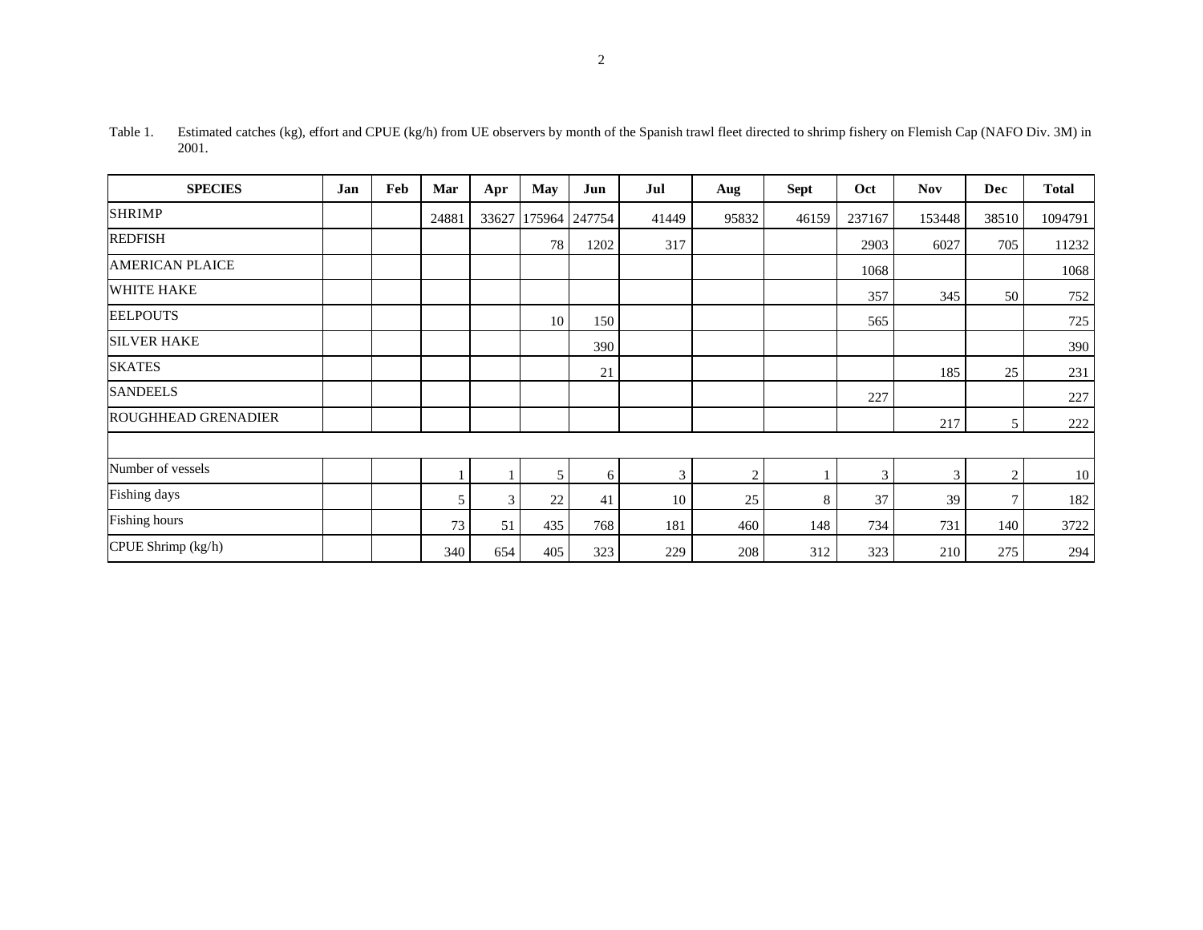Table 1. Estimated catches (kg), effort and CPUE (kg/h) from UE observers by month of the Spanish trawl fleet directed to shrimp fishery on Flemish Cap (NAFO Div. 3M) in 2001.

| SPECIES | Jan | Feb | Mar | Apr | May | Jun | Jul | Aug | Sept | Oct | Nov | Dec | Total |
|---|---|---|---|---|---|---|---|---|---|---|---|---|---|
| SHRIMP | | | 24881 | 33627 | 175964 | 247754 | 41449 | 95832 | 46159 | 237167 | 153448 | 38510 | 1094791 |
| REDFISH | | | | | 78 | 1202 | 317 | | | 2903 | 6027 | 705 | 11232 |
| AMERICAN PLAICE | | | | | | | | | | 1068 | | | 1068 |
| WHITE HAKE | | | | | | | | | | 357 | 345 | 50 | 752 |
| EELPOUTS | | | | | 10 | 150 | | | | 565 | | | 725 |
| SILVER HAKE | | | | | | 390 | | | | | | | 390 |
| SKATES | | | | | | 21 | | | | | 185 | 25 | 231 |
| SANDEELS | | | | | | | | | | 227 | | | 227 |
| ROUGHHEAD GRENADIER | | | | | | | | | | | 217 | 5 | 222 |
| | | | | | | | | | | | | | |
| Number of vessels | | | 1 | 1 | 5 | 6 | 3 | 2 | 1 | 3 | 3 | 2 | 10 |
| Fishing days | | | 5 | 3 | 22 | 41 | 10 | 25 | 8 | 37 | 39 | 7 | 182 |
| Fishing hours | | | 73 | 51 | 435 | 768 | 181 | 460 | 148 | 734 | 731 | 140 | 3722 |
| CPUE Shrimp (kg/h) | | | 340 | 654 | 405 | 323 | 229 | 208 | 312 | 323 | 210 | 275 | 294 |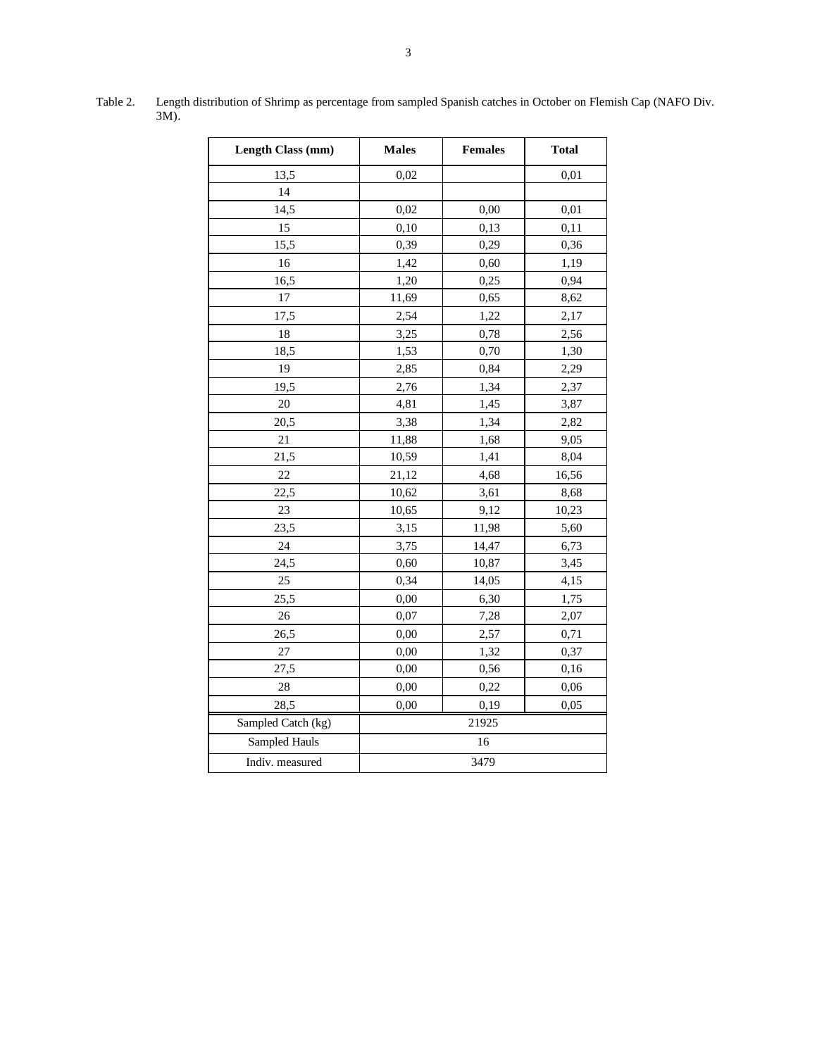Table 2. Length distribution of Shrimp as percentage from sampled Spanish catches in October on Flemish Cap (NAFO Div. 3M).

| Length Class (mm) | Males | Females | Total |
|---|---|---|---|
| 13,5 | 0,02 | | 0,01 |
| 14 | | | |
| 14,5 | 0,02 | 0,00 | 0,01 |
| 15 | 0,10 | 0,13 | 0,11 |
| 15,5 | 0,39 | 0,29 | 0,36 |
| 16 | 1,42 | 0,60 | 1,19 |
| 16,5 | 1,20 | 0,25 | 0,94 |
| 17 | 11,69 | 0,65 | 8,62 |
| 17,5 | 2,54 | 1,22 | 2,17 |
| 18 | 3,25 | 0,78 | 2,56 |
| 18,5 | 1,53 | 0,70 | 1,30 |
| 19 | 2,85 | 0,84 | 2,29 |
| 19,5 | 2,76 | 1,34 | 2,37 |
| 20 | 4,81 | 1,45 | 3,87 |
| 20,5 | 3,38 | 1,34 | 2,82 |
| 21 | 11,88 | 1,68 | 9,05 |
| 21,5 | 10,59 | 1,41 | 8,04 |
| 22 | 21,12 | 4,68 | 16,56 |
| 22,5 | 10,62 | 3,61 | 8,68 |
| 23 | 10,65 | 9,12 | 10,23 |
| 23,5 | 3,15 | 11,98 | 5,60 |
| 24 | 3,75 | 14,47 | 6,73 |
| 24,5 | 0,60 | 10,87 | 3,45 |
| 25 | 0,34 | 14,05 | 4,15 |
| 25,5 | 0,00 | 6,30 | 1,75 |
| 26 | 0,07 | 7,28 | 2,07 |
| 26,5 | 0,00 | 2,57 | 0,71 |
| 27 | 0,00 | 1,32 | 0,37 |
| 27,5 | 0,00 | 0,56 | 0,16 |
| 28 | 0,00 | 0,22 | 0,06 |
| 28,5 | 0,00 | 0,19 | 0,05 |
| Sampled Catch (kg) | 21925 | | |
| Sampled Hauls | 16 | | |
| Indiv. measured | 3479 | | |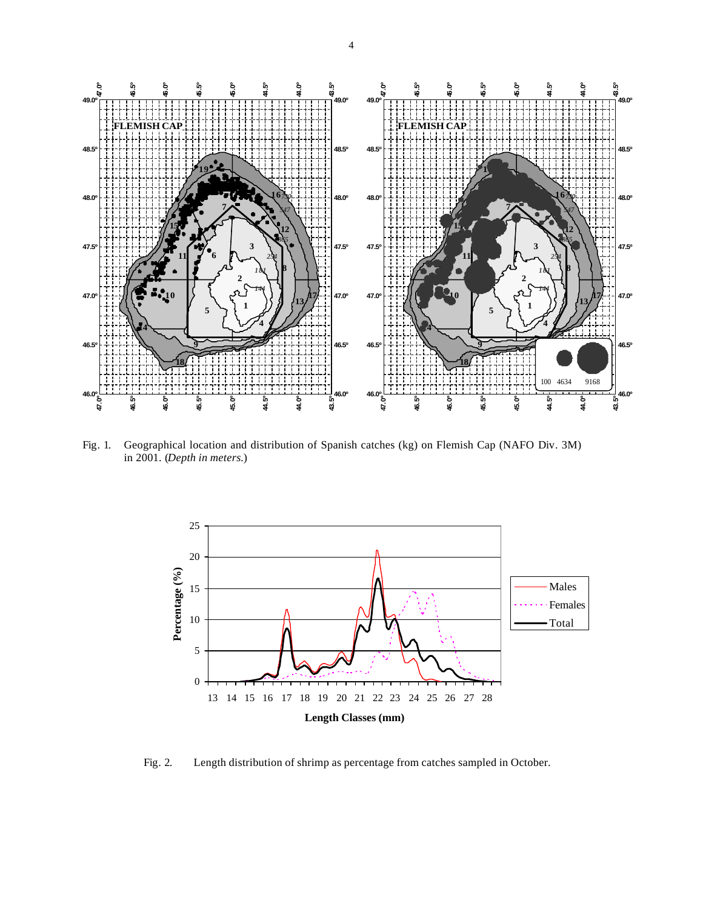FLEMISH CAP

FLEMISH CAP

100 4634 9168

Fig. 1. Geographical location and distribution of Spanish catches (kg) on Flemish Cap (NAFO Div. 3M) in 2001. (*Depth in meters.*)

Percentage (%)

Length Classes (mm)

Males

Females

Total

Fig. 2. Length distribution of shrimp as percentage from catches sampled in October.